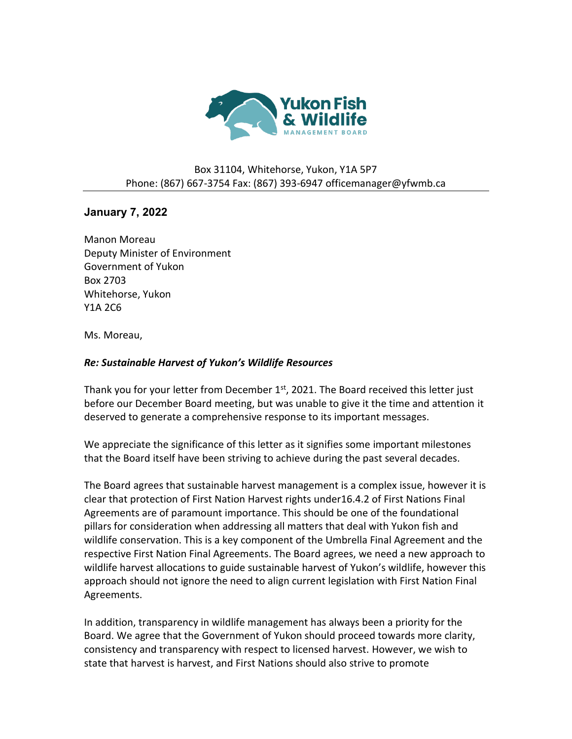Yukon Fish & Wildlife MANAGEMENT BOARD

Box 31104, Whitehorse, Yukon, Y1A 5P7
Phone: (867) 667-3754 Fax: (867) 393-6947 officemanager@yfwmb.ca

**January 7, 2022**

Manon Moreau
Deputy Minister of Environment
Government of Yukon
Box 2703
Whitehorse, Yukon
Y1A 2C6

Ms. Moreau,

***Re: Sustainable Harvest of Yukon's Wildlife Resources***

Thank you for your letter from December 1st, 2021. The Board received this letter just before our December Board meeting, but was unable to give it the time and attention it deserved to generate a comprehensive response to its important messages.

We appreciate the significance of this letter as it signifies some important milestones that the Board itself have been striving to achieve during the past several decades.

The Board agrees that sustainable harvest management is a complex issue, however it is clear that protection of First Nation Harvest rights under16.4.2 of First Nations Final Agreements are of paramount importance. This should be one of the foundational pillars for consideration when addressing all matters that deal with Yukon fish and wildlife conservation. This is a key component of the Umbrella Final Agreement and the respective First Nation Final Agreements. The Board agrees, we need a new approach to wildlife harvest allocations to guide sustainable harvest of Yukon's wildlife, however this approach should not ignore the need to align current legislation with First Nation Final Agreements.

In addition, transparency in wildlife management has always been a priority for the Board. We agree that the Government of Yukon should proceed towards more clarity, consistency and transparency with respect to licensed harvest. However, we wish to state that harvest is harvest, and First Nations should also strive to promote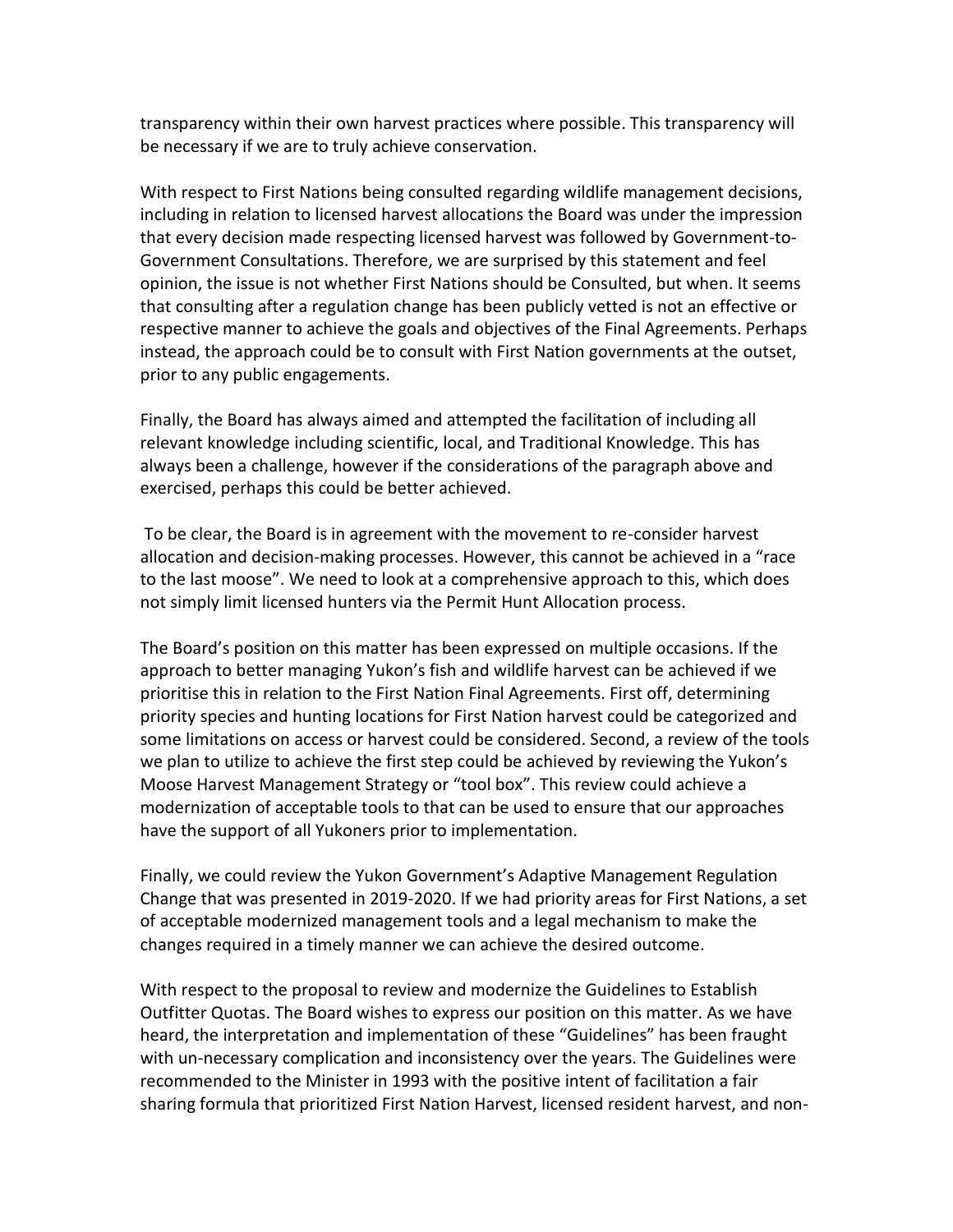transparency within their own harvest practices where possible. This transparency will be necessary if we are to truly achieve conservation.

With respect to First Nations being consulted regarding wildlife management decisions, including in relation to licensed harvest allocations the Board was under the impression that every decision made respecting licensed harvest was followed by Government-to-Government Consultations. Therefore, we are surprised by this statement and feel opinion, the issue is not whether First Nations should be Consulted, but when. It seems that consulting after a regulation change has been publicly vetted is not an effective or respective manner to achieve the goals and objectives of the Final Agreements. Perhaps instead, the approach could be to consult with First Nation governments at the outset, prior to any public engagements.

Finally, the Board has always aimed and attempted the facilitation of including all relevant knowledge including scientific, local, and Traditional Knowledge. This has always been a challenge, however if the considerations of the paragraph above and exercised, perhaps this could be better achieved.

To be clear, the Board is in agreement with the movement to re-consider harvest allocation and decision-making processes. However, this cannot be achieved in a "race to the last moose". We need to look at a comprehensive approach to this, which does not simply limit licensed hunters via the Permit Hunt Allocation process.

The Board's position on this matter has been expressed on multiple occasions. If the approach to better managing Yukon's fish and wildlife harvest can be achieved if we prioritise this in relation to the First Nation Final Agreements. First off, determining priority species and hunting locations for First Nation harvest could be categorized and some limitations on access or harvest could be considered. Second, a review of the tools we plan to utilize to achieve the first step could be achieved by reviewing the Yukon's Moose Harvest Management Strategy or "tool box". This review could achieve a modernization of acceptable tools to that can be used to ensure that our approaches have the support of all Yukoners prior to implementation.

Finally, we could review the Yukon Government's Adaptive Management Regulation Change that was presented in 2019-2020. If we had priority areas for First Nations, a set of acceptable modernized management tools and a legal mechanism to make the changes required in a timely manner we can achieve the desired outcome.

With respect to the proposal to review and modernize the Guidelines to Establish Outfitter Quotas. The Board wishes to express our position on this matter. As we have heard, the interpretation and implementation of these "Guidelines" has been fraught with un-necessary complication and inconsistency over the years. The Guidelines were recommended to the Minister in 1993 with the positive intent of facilitation a fair sharing formula that prioritized First Nation Harvest, licensed resident harvest, and non-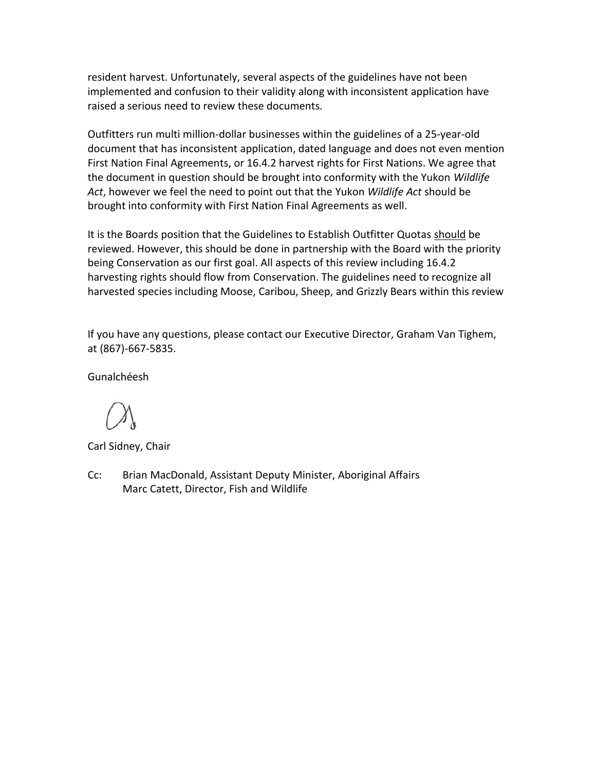resident harvest. Unfortunately, several aspects of the guidelines have not been implemented and confusion to their validity along with inconsistent application have raised a serious need to review these documents.

Outfitters run multi million-dollar businesses within the guidelines of a 25-year-old document that has inconsistent application, dated language and does not even mention First Nation Final Agreements, or 16.4.2 harvest rights for First Nations. We agree that the document in question should be brought into conformity with the Yukon *Wildlife Act*, however we feel the need to point out that the Yukon *Wildlife Act* should be brought into conformity with First Nation Final Agreements as well.

It is the Boards position that the Guidelines to Establish Outfitter Quotas <u>should</u> be reviewed. However, this should be done in partnership with the Board with the priority being Conservation as our first goal. All aspects of this review including 16.4.2 harvesting rights should flow from Conservation. The guidelines need to recognize all harvested species including Moose, Caribou, Sheep, and Grizzly Bears within this review

If you have any questions, please contact our Executive Director, Graham Van Tighem, at (867)-667-5835.

Gunalchéesh

Carl Sidney, Chair

Cc: Brian MacDonald, Assistant Deputy Minister, Aboriginal Affairs
Marc Catett, Director, Fish and Wildlife